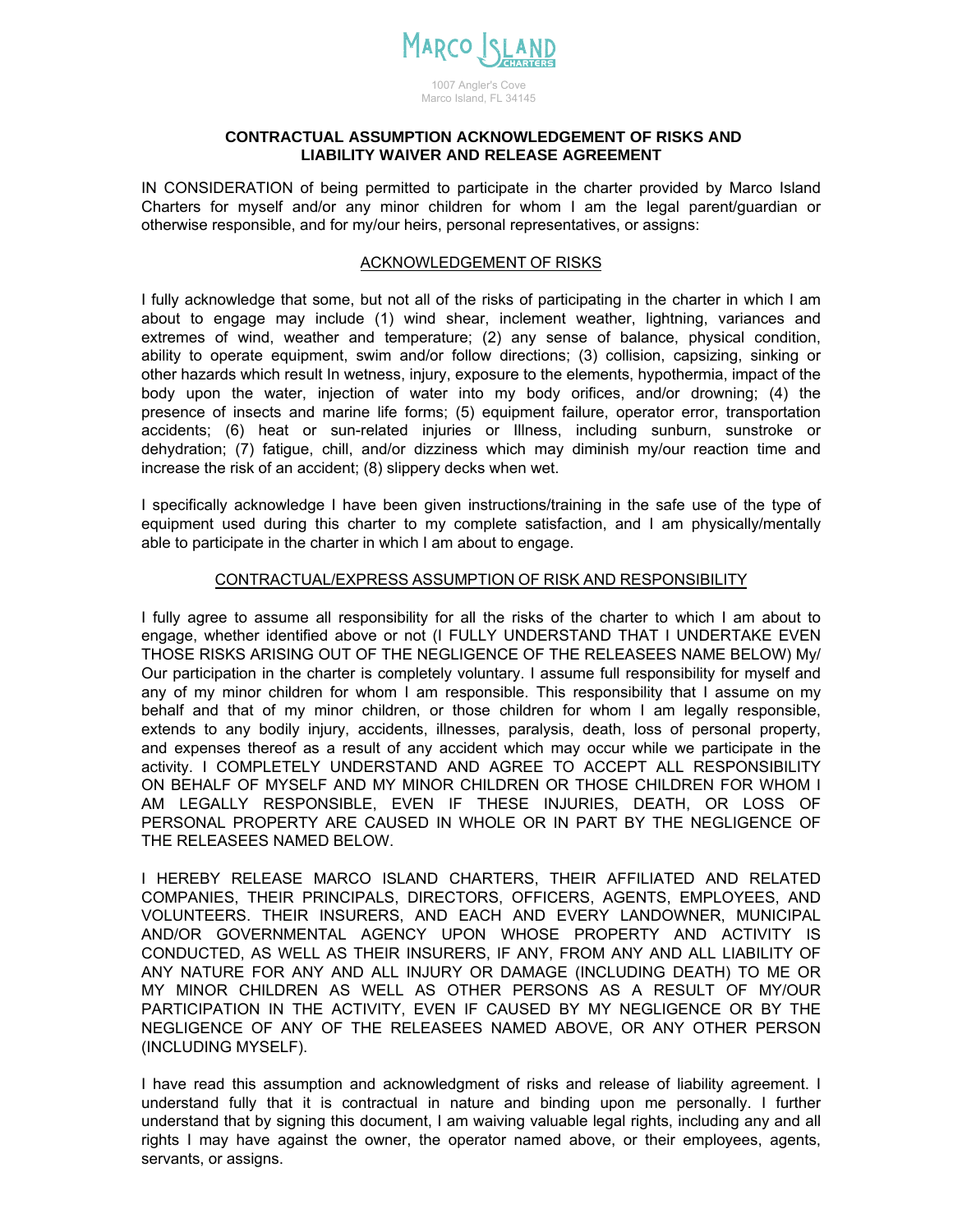MARCO ISLAND CHARTERS

1007 Angler's Cove
Marco Island, FL 34145

# CONTRACTUAL ASSUMPTION ACKNOWLEDGEMENT OF RISKS AND LIABILITY WAIVER AND RELEASE AGREEMENT

IN CONSIDERATION of being permitted to participate in the charter provided by Marco Island Charters for myself and/or any minor children for whom I am the legal parent/guardian or otherwise responsible, and for my/our heirs, personal representatives, or assigns:

## ACKNOWLEDGEMENT OF RISKS

I fully acknowledge that some, but not all of the risks of participating in the charter in which I am about to engage may include (1) wind shear, inclement weather, lightning, variances and extremes of wind, weather and temperature; (2) any sense of balance, physical condition, ability to operate equipment, swim and/or follow directions; (3) collision, capsizing, sinking or other hazards which result In wetness, injury, exposure to the elements, hypothermia, impact of the body upon the water, injection of water into my body orifices, and/or drowning; (4) the presence of insects and marine life forms; (5) equipment failure, operator error, transportation accidents; (6) heat or sun-related injuries or Illness, including sunburn, sunstroke or dehydration; (7) fatigue, chill, and/or dizziness which may diminish my/our reaction time and increase the risk of an accident; (8) slippery decks when wet.

I specifically acknowledge I have been given instructions/training in the safe use of the type of equipment used during this charter to my complete satisfaction, and I am physically/mentally able to participate in the charter in which I am about to engage.

## CONTRACTUAL/EXPRESS ASSUMPTION OF RISK AND RESPONSIBILITY

I fully agree to assume all responsibility for all the risks of the charter to which I am about to engage, whether identified above or not (I FULLY UNDERSTAND THAT I UNDERTAKE EVEN THOSE RISKS ARISING OUT OF THE NEGLIGENCE OF THE RELEASEES NAME BELOW) My/Our participation in the charter is completely voluntary. I assume full responsibility for myself and any of my minor children for whom I am responsible. This responsibility that I assume on my behalf and that of my minor children, or those children for whom I am legally responsible, extends to any bodily injury, accidents, illnesses, paralysis, death, loss of personal property, and expenses thereof as a result of any accident which may occur while we participate in the activity. I COMPLETELY UNDERSTAND AND AGREE TO ACCEPT ALL RESPONSIBILITY ON BEHALF OF MYSELF AND MY MINOR CHILDREN OR THOSE CHILDREN FOR WHOM I AM LEGALLY RESPONSIBLE, EVEN IF THESE INJURIES, DEATH, OR LOSS OF PERSONAL PROPERTY ARE CAUSED IN WHOLE OR IN PART BY THE NEGLIGENCE OF THE RELEASEES NAMED BELOW.

I HEREBY RELEASE MARCO ISLAND CHARTERS, THEIR AFFILIATED AND RELATED COMPANIES, THEIR PRINCIPALS, DIRECTORS, OFFICERS, AGENTS, EMPLOYEES, AND VOLUNTEERS. THEIR INSURERS, AND EACH AND EVERY LANDOWNER, MUNICIPAL AND/OR GOVERNMENTAL AGENCY UPON WHOSE PROPERTY AND ACTIVITY IS CONDUCTED, AS WELL AS THEIR INSURERS, IF ANY, FROM ANY AND ALL LIABILITY OF ANY NATURE FOR ANY AND ALL INJURY OR DAMAGE (INCLUDING DEATH) TO ME OR MY MINOR CHILDREN AS WELL AS OTHER PERSONS AS A RESULT OF MY/OUR PARTICIPATION IN THE ACTIVITY, EVEN IF CAUSED BY MY NEGLIGENCE OR BY THE NEGLIGENCE OF ANY OF THE RELEASEES NAMED ABOVE, OR ANY OTHER PERSON (INCLUDING MYSELF).

I have read this assumption and acknowledgment of risks and release of liability agreement. I understand fully that it is contractual in nature and binding upon me personally. I further understand that by signing this document, I am waiving valuable legal rights, including any and all rights I may have against the owner, the operator named above, or their employees, agents, servants, or assigns.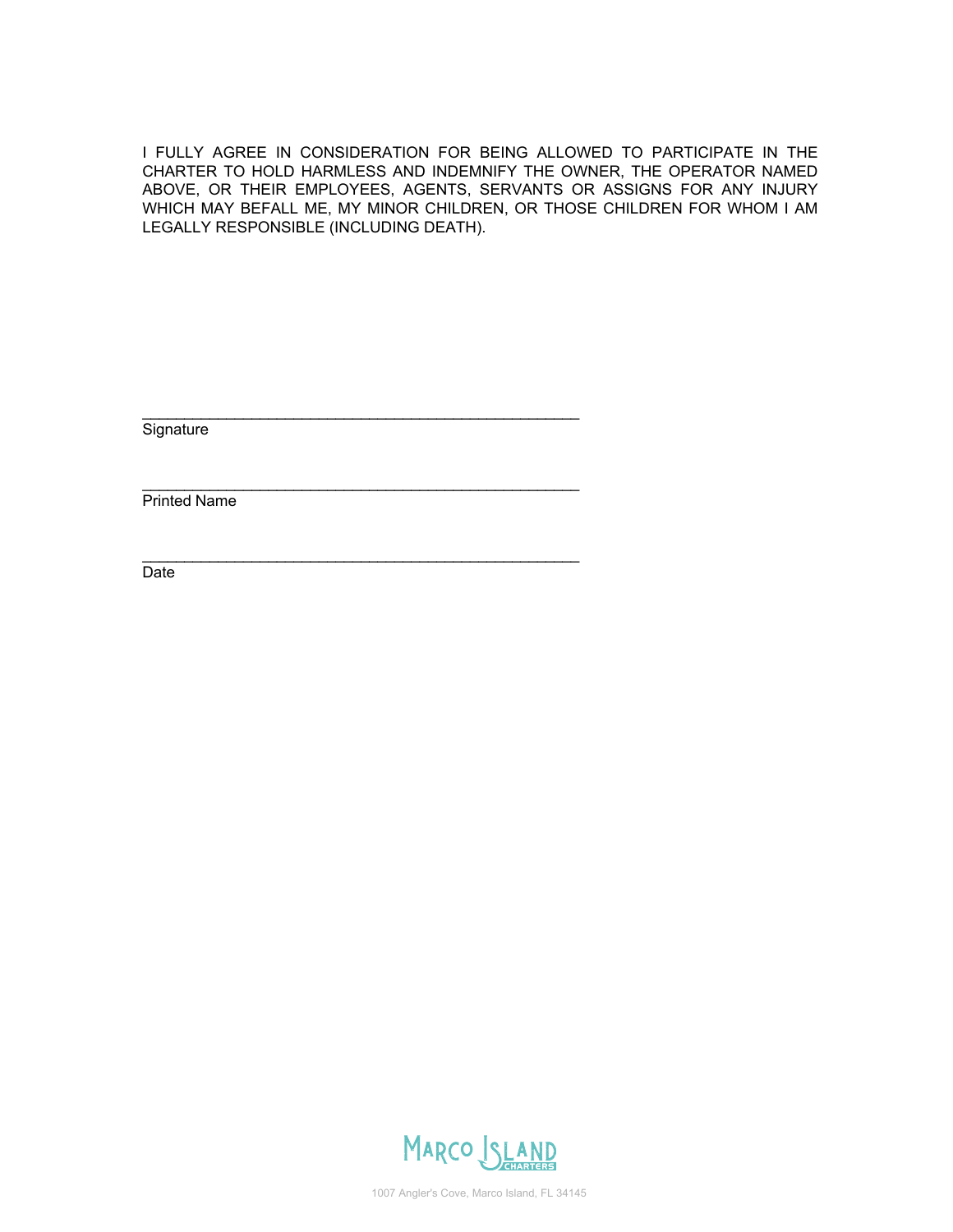I FULLY AGREE IN CONSIDERATION FOR BEING ALLOWED TO PARTICIPATE IN THE CHARTER TO HOLD HARMLESS AND INDEMNIFY THE OWNER, THE OPERATOR NAMED ABOVE, OR THEIR EMPLOYEES, AGENTS, SERVANTS OR ASSIGNS FOR ANY INJURY WHICH MAY BEFALL ME, MY MINOR CHILDREN, OR THOSE CHILDREN FOR WHOM I AM LEGALLY RESPONSIBLE (INCLUDING DEATH).

\_\_\_\_\_\_\_\_\_\_\_\_\_\_\_\_\_\_\_\_\_\_\_\_\_\_\_\_\_\_\_\_\_\_\_\_\_\_\_\_\_\_\_\_\_\_\_\_\_\_\_
Signature

\_\_\_\_\_\_\_\_\_\_\_\_\_\_\_\_\_\_\_\_\_\_\_\_\_\_\_\_\_\_\_\_\_\_\_\_\_\_\_\_\_\_\_\_\_\_\_\_\_\_\_
Printed Name

\_\_\_\_\_\_\_\_\_\_\_\_\_\_\_\_\_\_\_\_\_\_\_\_\_\_\_\_\_\_\_\_\_\_\_\_\_\_\_\_\_\_\_\_\_\_\_\_\_\_\_
Date

MARCO ISLAND CHARTERS

1007 Angler's Cove, Marco Island, FL 34145